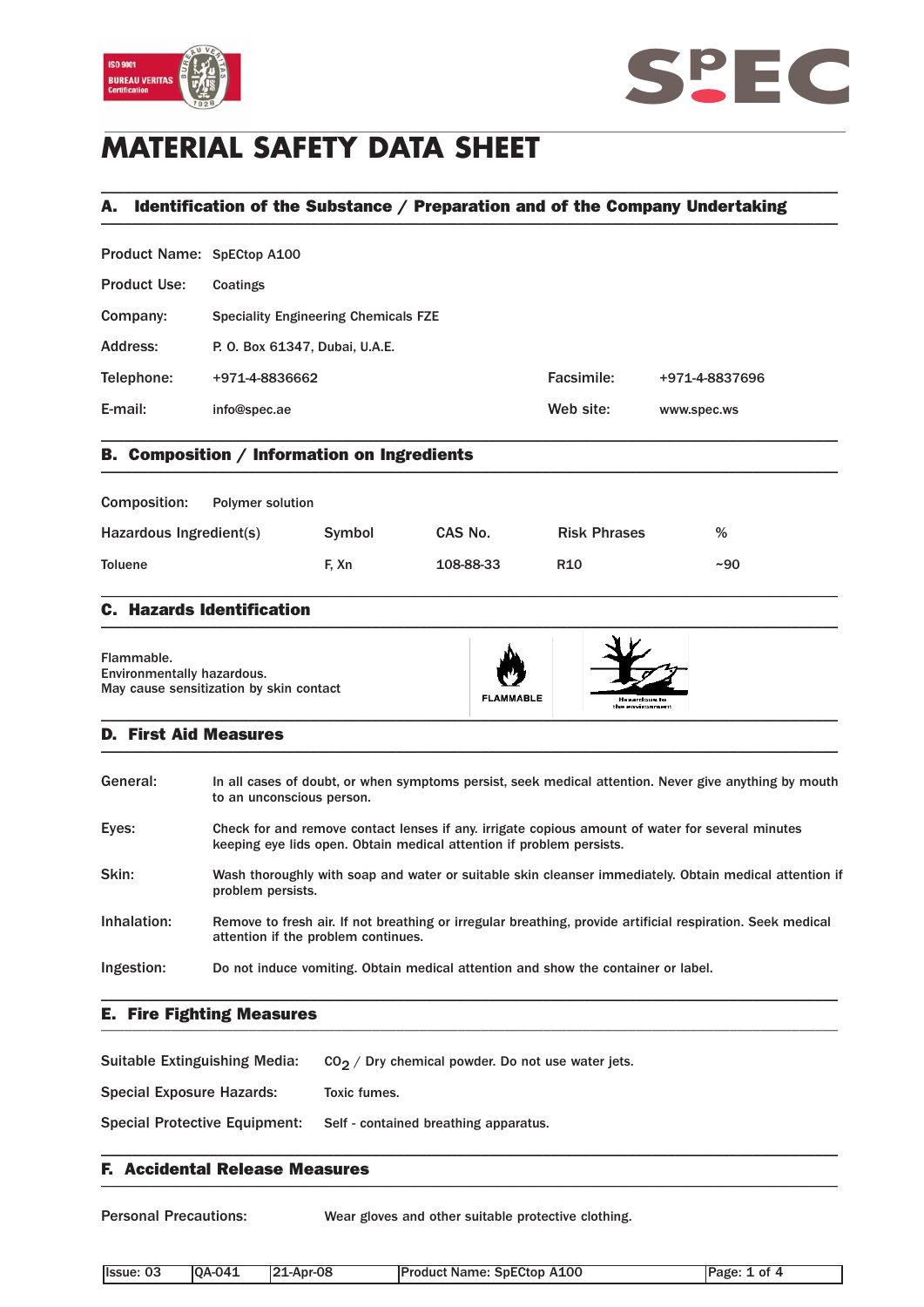# MATERIAL SAFETY DATA SHEET

## A. Identification of the Substance / Preparation and of the Company Undertaking

| | | | |
|---|---|---|---|
| Product Name: | SpECtop A100 | | |
| Product Use: | Coatings | | |
| Company: | Speciality Engineering Chemicals FZE | | |
| Address: | P. O. Box 61347, Dubai, U.A.E. | | |
| Telephone: | +971-4-8836662 | Facsimile: | +971-4-8837696 |
| E-mail: | info@spec.ae | Web site: | www.spec.ws |

## B. Composition / Information on Ingredients

Composition: Polymer solution

| Hazardous Ingredient(s) | Symbol | CAS No. | Risk Phrases | % |
|---|---|---|---|---|
| Toluene | F, Xn | 108-88-33 | R10 | ~90 |

## C. Hazards Identification

Flammable.
Environmentally hazardous.
May cause sensitization by skin contact

FLAMMABLE

Hazardous to the environment

## D. First Aid Measures

**General:** In all cases of doubt, or when symptoms persist, seek medical attention. Never give anything by mouth to an unconscious person.

**Eyes:** Check for and remove contact lenses if any. irrigate copious amount of water for several minutes keeping eye lids open. Obtain medical attention if problem persists.

**Skin:** Wash thoroughly with soap and water or suitable skin cleanser immediately. Obtain medical attention if problem persists.

**Inhalation:** Remove to fresh air. If not breathing or irregular breathing, provide artificial respiration. Seek medical attention if the problem continues.

**Ingestion:** Do not induce vomiting. Obtain medical attention and show the container or label.

## E. Fire Fighting Measures

**Suitable Extinguishing Media:** $CO_2$ / Dry chemical powder. Do not use water jets.

**Special Exposure Hazards:** Toxic fumes.

**Special Protective Equipment:** Self - contained breathing apparatus.

## F. Accidental Release Measures

**Personal Precautions:** Wear gloves and other suitable protective clothing.

| Issue: 03 | QA-041 | 21-Apr-08 | Product Name: SpECtop A100 |
|---|---|---|---|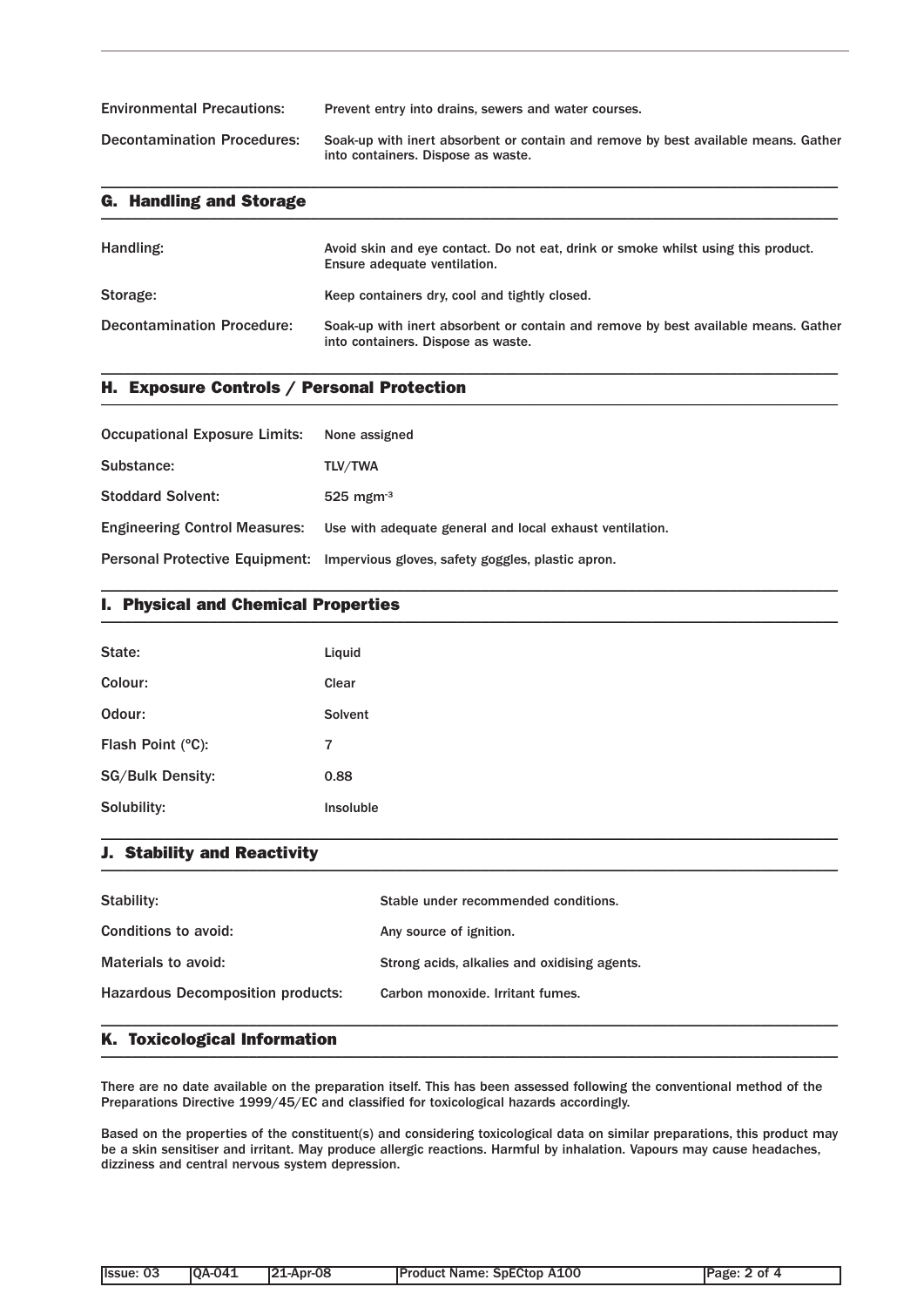Environmental Precautions: Prevent entry into drains, sewers and water courses.

Decontamination Procedures: Soak-up with inert absorbent or contain and remove by best available means. Gather into containers. Dispose as waste.

## G. Handling and Storage

Handling: Avoid skin and eye contact. Do not eat, drink or smoke whilst using this product. Ensure adequate ventilation.

Storage: Keep containers dry, cool and tightly closed.

Decontamination Procedure: Soak-up with inert absorbent or contain and remove by best available means. Gather into containers. Dispose as waste.

## H. Exposure Controls / Personal Protection

Occupational Exposure Limits: None assigned

Substance: TLV/TWA

Stoddard Solvent: 525 $mgm^{-3}$

Engineering Control Measures: Use with adequate general and local exhaust ventilation.

Personal Protective Equipment: Impervious gloves, safety goggles, plastic apron.

## I. Physical and Chemical Properties

State: Liquid

Colour: Clear

Odour: Solvent

Flash Point (°C): 7

SG/Bulk Density: 0.88

Solubility: Insoluble

## J. Stability and Reactivity

Stability: Stable under recommended conditions.

Conditions to avoid: Any source of ignition.

Materials to avoid: Strong acids, alkalies and oxidising agents.

Hazardous Decomposition products: Carbon monoxide. Irritant fumes.

## K. Toxicological Information

There are no date available on the preparation itself. This has been assessed following the conventional method of the Preparations Directive 1999/45/EC and classified for toxicological hazards accordingly.

Based on the properties of the constituent(s) and considering toxicological data on similar preparations, this product may be a skin sensitiser and irritant. May produce allergic reactions. Harmful by inhalation. Vapours may cause headaches, dizziness and central nervous system depression.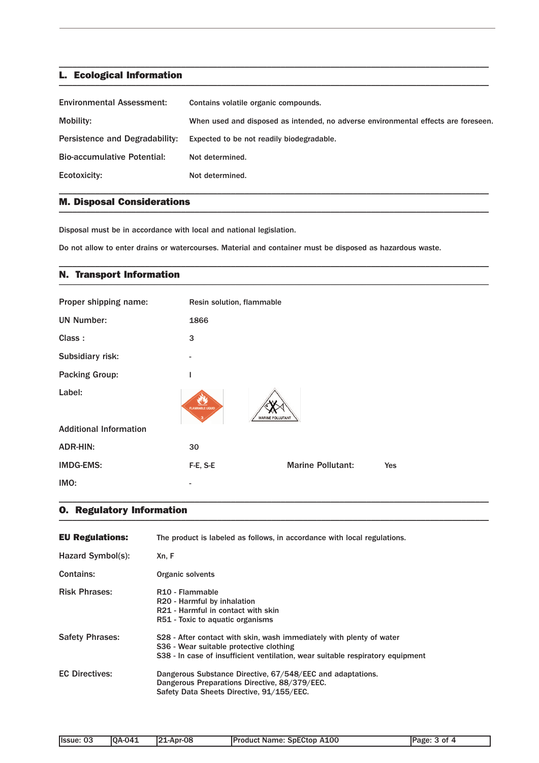## L. Ecological Information

| | |
|---|---|
| Environmental Assessment: | Contains volatile organic compounds. |
| Mobility: | When used and disposed as intended, no adverse environmental effects are foreseen. |
| Persistence and Degradability: | Expected to be not readily biodegradable. |
| Bio-accumulative Potential: | Not determined. |
| Ecotoxicity: | Not determined. |

## M. Disposal Considerations

Disposal must be in accordance with local and national legislation.

Do not allow to enter drains or watercourses. Material and container must be disposed as hazardous waste.

## N. Transport Information

| | |
|---|---|
| Proper shipping name: | Resin solution, flammable |
| UN Number: | 1866 |
| Class : | 3 |
| Subsidiary risk: | - |
| Packing Group: | I |
| Label: | FLAMMABLE LIQUID 3; MARINE POLLUTANT |

Additional Information

| | | | |
|---|---|---|---|
| ADR-HIN: | 30 | | |
| IMDG-EMS: | F-E, S-E | Marine Pollutant: | Yes |
| IMO: | - | | |

## O. Regulatory Information

**EU Regulations:** The product is labeled as follows, in accordance with local regulations.

Hazard Symbol(s): Xn, F

Contains: Organic solvents

Risk Phrases:
- R10 - Flammable
- R20 - Harmful by inhalation
- R21 - Harmful in contact with skin
- R51 - Toxic to aquatic organisms

Safety Phrases:
- S28 - After contact with skin, wash immediately with plenty of water
- S36 - Wear suitable protective clothing
- S38 - In case of insufficient ventilation, wear suitable respiratory equipment

EC Directives:
- Dangerous Substance Directive, 67/548/EEC and adaptations.
- Dangerous Preparations Directive, 88/379/EEC.
- Safety Data Sheets Directive, 91/155/EEC.

| Issue: 03 | QA-041 | 21-Apr-08 | Product Name: SpECtop A100 |
|---|---|---|---|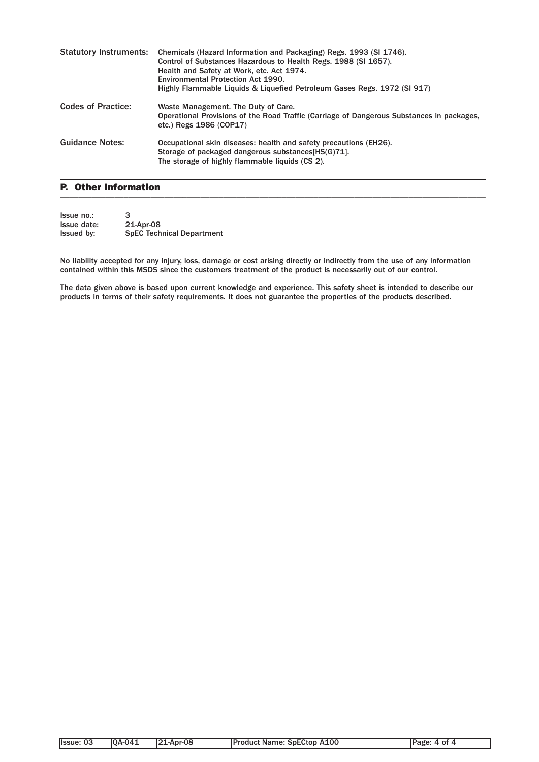**Statutory Instruments:** Chemicals (Hazard Information and Packaging) Regs. 1993 (SI 1746).
Control of Substances Hazardous to Health Regs. 1988 (SI 1657).
Health and Safety at Work, etc. Act 1974.
Environmental Protection Act 1990.
Highly Flammable Liquids & Liquefied Petroleum Gases Regs. 1972 (SI 917)

**Codes of Practice:** Waste Management. The Duty of Care.
Operational Provisions of the Road Traffic (Carriage of Dangerous Substances in packages, etc.) Regs 1986 (COP17)

**Guidance Notes:** Occupational skin diseases: health and safety precautions (EH26).
Storage of packaged dangerous substances[HS(G)71].
The storage of highly flammable liquids (CS 2).

## P. Other Information

Issue no.: 3
Issue date: 21-Apr-08
Issued by: SpEC Technical Department

No liability accepted for any injury, loss, damage or cost arising directly or indirectly from the use of any information contained within this MSDS since the customers treatment of the product is necessarily out of our control.

The data given above is based upon current knowledge and experience. This safety sheet is intended to describe our products in terms of their safety requirements. It does not guarantee the properties of the products described.